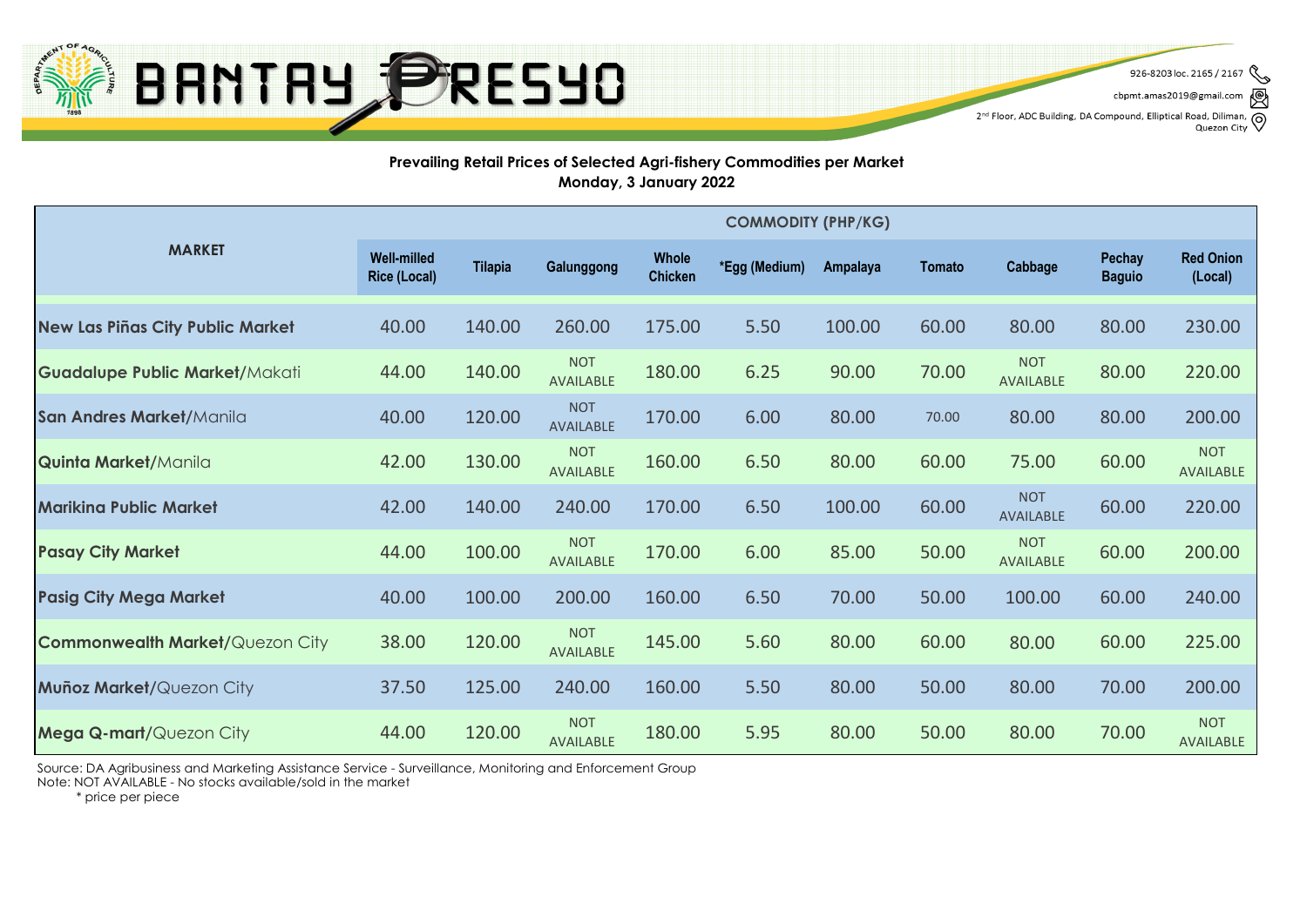# BANTAY PRESYO

926-8203 loc. 2165 / 2167
cbpmt.amas2019@gmail.com
2nd Floor, ADC Building, DA Compound, Elliptical Road, Diliman, Quezon City

**Prevailing Retail Prices of Selected Agri-fishery Commodities per Market**
**Monday, 3 January 2022**

| MARKET | COMMODITY (PHP/KG) | | | | | | | | | |
|---|---|---|---|---|---|---|---|---|---|---|
| | Well-milled Rice (Local) | Tilapia | Galunggong | Whole Chicken | *Egg (Medium) | Ampalaya | Tomato | Cabbage | Pechay Baguio | Red Onion (Local) |
| **New Las Piñas City Public Market** | 40.00 | 140.00 | 260.00 | 175.00 | 5.50 | 100.00 | 60.00 | 80.00 | 80.00 | 230.00 |
| **Guadalupe Public Market**/Makati | 44.00 | 140.00 | NOT AVAILABLE | 180.00 | 6.25 | 90.00 | 70.00 | NOT AVAILABLE | 80.00 | 220.00 |
| **San Andres Market**/Manila | 40.00 | 120.00 | NOT AVAILABLE | 170.00 | 6.00 | 80.00 | 70.00 | 80.00 | 80.00 | 200.00 |
| **Quinta Market**/Manila | 42.00 | 130.00 | NOT AVAILABLE | 160.00 | 6.50 | 80.00 | 60.00 | 75.00 | 60.00 | NOT AVAILABLE |
| **Marikina Public Market** | 42.00 | 140.00 | 240.00 | 170.00 | 6.50 | 100.00 | 60.00 | NOT AVAILABLE | 60.00 | 220.00 |
| **Pasay City Market** | 44.00 | 100.00 | NOT AVAILABLE | 170.00 | 6.00 | 85.00 | 50.00 | NOT AVAILABLE | 60.00 | 200.00 |
| **Pasig City Mega Market** | 40.00 | 100.00 | 200.00 | 160.00 | 6.50 | 70.00 | 50.00 | 100.00 | 60.00 | 240.00 |
| **Commonwealth Market**/Quezon City | 38.00 | 120.00 | NOT AVAILABLE | 145.00 | 5.60 | 80.00 | 60.00 | 80.00 | 60.00 | 225.00 |
| **Muñoz Market**/Quezon City | 37.50 | 125.00 | 240.00 | 160.00 | 5.50 | 80.00 | 50.00 | 80.00 | 70.00 | 200.00 |
| **Mega Q-mart**/Quezon City | 44.00 | 120.00 | NOT AVAILABLE | 180.00 | 5.95 | 80.00 | 50.00 | 80.00 | 70.00 | NOT AVAILABLE |

Source: DA Agribusiness and Marketing Assistance Service - Surveillance, Monitoring and Enforcement Group
Note: NOT AVAILABLE - No stocks available/sold in the market
\* price per piece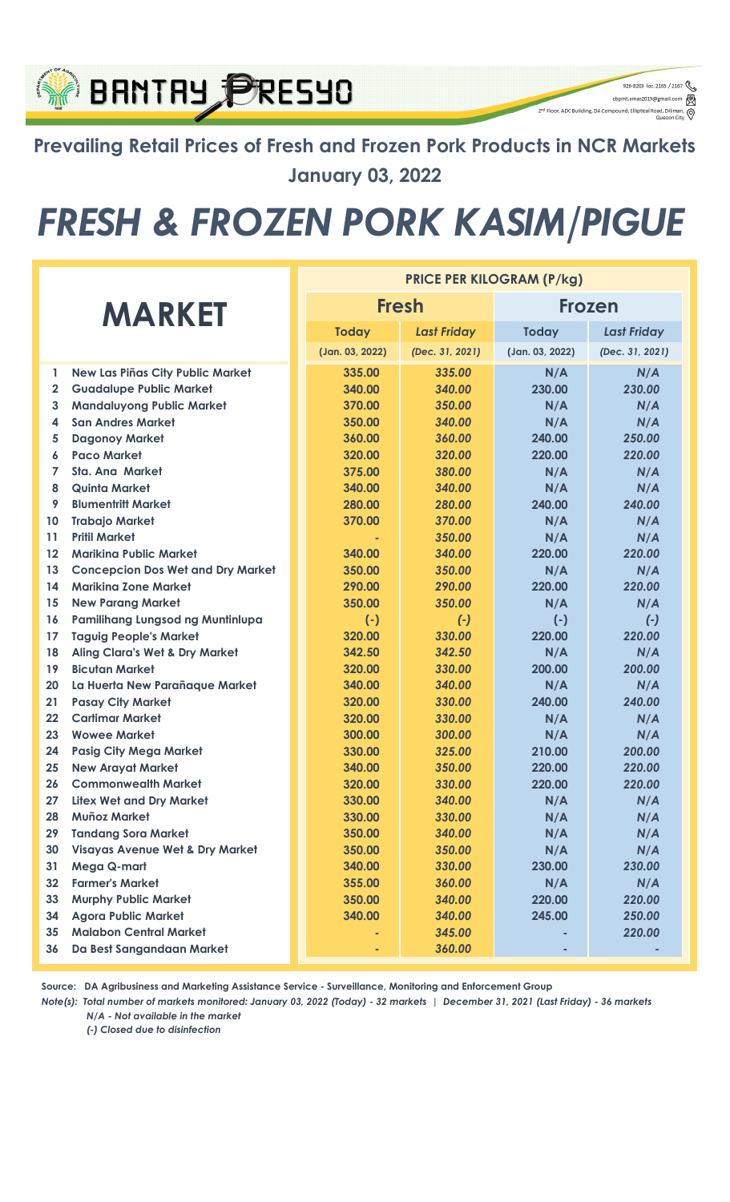BANTAY PRESYO

926-8203 loc. 2165 / 2167
cbpmt.amas2019@gmail.com
2nd Floor, ADC Building, DA Compound, Elliptical Road, Diliman, Quezon City

## Prevailing Retail Prices of Fresh and Frozen Pork Products in NCR Markets

### January 03, 2022

# *FRESH & FROZEN PORK KASIM/PIGUE*

| | MARKET | PRICE PER KILOGRAM (P/kg) | | | |
|---|---|---|---|---|---|
| | | Fresh | | Frozen | |
| | | Today (Jan. 03, 2022) | *Last Friday (Dec. 31, 2021)* | Today (Jan. 03, 2022) | *Last Friday (Dec. 31, 2021)* |
| 1 | New Las Piñas City Public Market | 335.00 | *335.00* | N/A | *N/A* |
| 2 | Guadalupe Public Market | 340.00 | *340.00* | 230.00 | *230.00* |
| 3 | Mandaluyong Public Market | 370.00 | *350.00* | N/A | *N/A* |
| 4 | San Andres Market | 350.00 | *340.00* | N/A | *N/A* |
| 5 | Dagonoy Market | 360.00 | *360.00* | 240.00 | *250.00* |
| 6 | Paco Market | 320.00 | *320.00* | 220.00 | *220.00* |
| 7 | Sta. Ana Market | 375.00 | *380.00* | N/A | *N/A* |
| 8 | Quinta Market | 340.00 | *340.00* | N/A | *N/A* |
| 9 | Blumentritt Market | 280.00 | *280.00* | 240.00 | *240.00* |
| 10 | Trabajo Market | 370.00 | *370.00* | N/A | *N/A* |
| 11 | Pritil Market | - | *350.00* | N/A | *N/A* |
| 12 | Marikina Public Market | 340.00 | *340.00* | 220.00 | *220.00* |
| 13 | Concepcion Dos Wet and Dry Market | 350.00 | *350.00* | N/A | *N/A* |
| 14 | Marikina Zone Market | 290.00 | *290.00* | 220.00 | *220.00* |
| 15 | New Parang Market | 350.00 | *350.00* | N/A | *N/A* |
| 16 | Pamilihang Lungsod ng Muntinlupa | (-) | *(-)* | (-) | *(-)* |
| 17 | Taguig People's Market | 320.00 | *330.00* | 220.00 | *220.00* |
| 18 | Aling Clara's Wet & Dry Market | 342.50 | *342.50* | N/A | *N/A* |
| 19 | Bicutan Market | 320.00 | *330.00* | 200.00 | *200.00* |
| 20 | La Huerta New Parañaque Market | 340.00 | *340.00* | N/A | *N/A* |
| 21 | Pasay City Market | 320.00 | *330.00* | 240.00 | *240.00* |
| 22 | Cartimar Market | 320.00 | *330.00* | N/A | *N/A* |
| 23 | Wowee Market | 300.00 | *300.00* | N/A | *N/A* |
| 24 | Pasig City Mega Market | 330.00 | *325.00* | 210.00 | *200.00* |
| 25 | New Arayat Market | 340.00 | *350.00* | 220.00 | *220.00* |
| 26 | Commonwealth Market | 320.00 | *330.00* | 220.00 | *220.00* |
| 27 | Litex Wet and Dry Market | 330.00 | *340.00* | N/A | *N/A* |
| 28 | Muñoz Market | 330.00 | *330.00* | N/A | *N/A* |
| 29 | Tandang Sora Market | 350.00 | *340.00* | N/A | *N/A* |
| 30 | Visayas Avenue Wet & Dry Market | 350.00 | *350.00* | N/A | *N/A* |
| 31 | Mega Q-mart | 340.00 | *330.00* | 230.00 | *230.00* |
| 32 | Farmer's Market | 355.00 | *360.00* | N/A | *N/A* |
| 33 | Murphy Public Market | 350.00 | *340.00* | 220.00 | *220.00* |
| 34 | Agora Public Market | 340.00 | *340.00* | 245.00 | *250.00* |
| 35 | Malabon Central Market | - | *345.00* | - | *220.00* |
| 36 | Da Best Sangandaan Market | - | *360.00* | - | *-* |

**Source: DA Agribusiness and Marketing Assistance Service - Surveillance, Monitoring and Enforcement Group**

***Note(s): Total number of markets monitored: January 03, 2022 (Today) - 32 markets | December 31, 2021 (Last Friday) - 36 markets***

***N/A - Not available in the market***

***(-) Closed due to disinfection***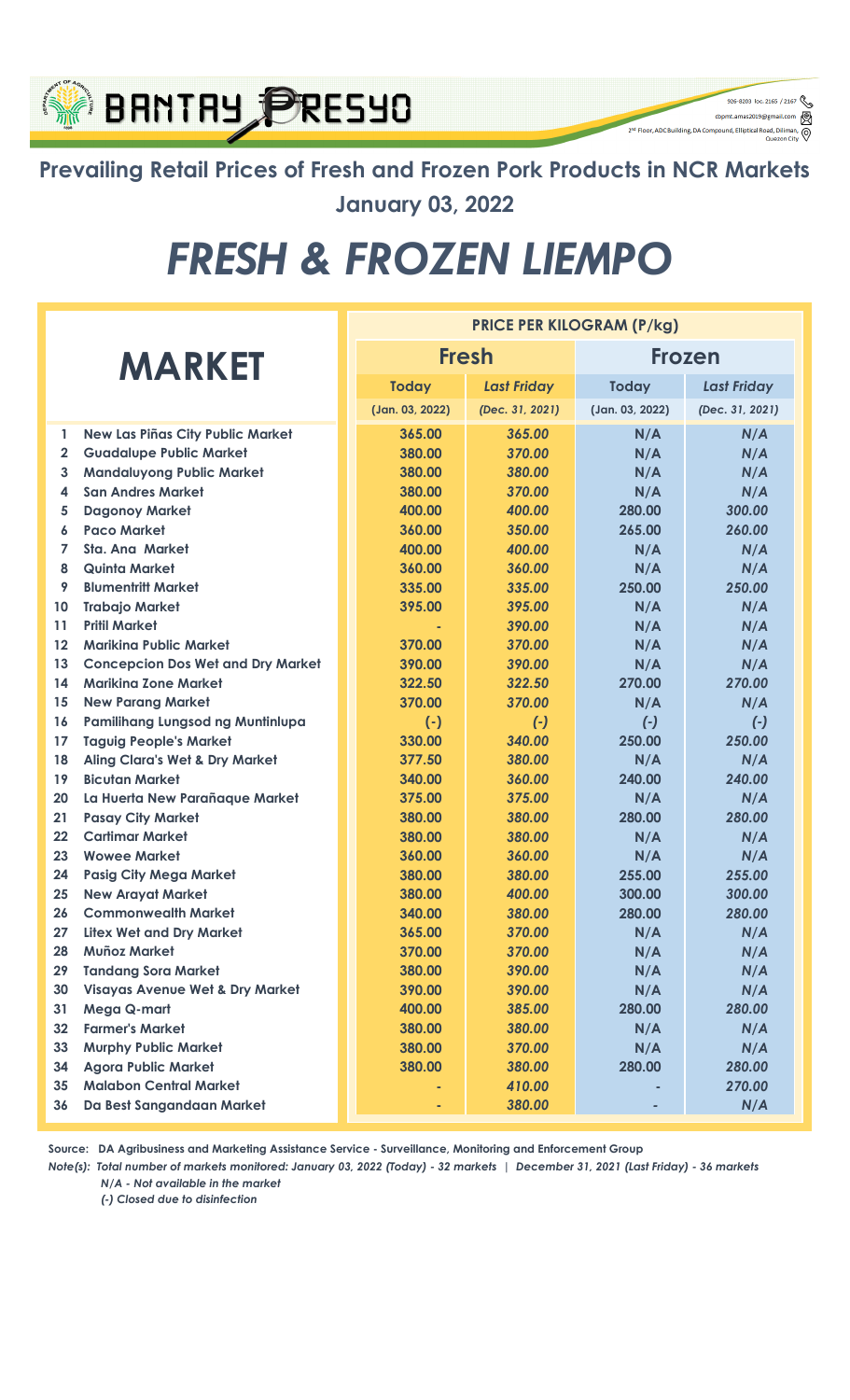BANTAY PRESYO

926-8203 loc. 2165 / 2167
cbpmt.amas2019@gmail.com
2nd Floor, ADC Building, DA Compound, Elliptical Road, Diliman, Quezon City

## Prevailing Retail Prices of Fresh and Frozen Pork Products in NCR Markets

## January 03, 2022

# FRESH & FROZEN LIEMPO

| | MARKET | PRICE PER KILOGRAM (P/kg) | | | |
|---|---|---|---|---|---|
| | | Fresh | | Frozen | |
| | | Today (Jan. 03, 2022) | Last Friday (Dec. 31, 2021) | Today (Jan. 03, 2022) | Last Friday (Dec. 31, 2021) |
| 1 | New Las Piñas City Public Market | 365.00 | 365.00 | N/A | N/A |
| 2 | Guadalupe Public Market | 380.00 | 370.00 | N/A | N/A |
| 3 | Mandaluyong Public Market | 380.00 | 380.00 | N/A | N/A |
| 4 | San Andres Market | 380.00 | 370.00 | N/A | N/A |
| 5 | Dagonoy Market | 400.00 | 400.00 | 280.00 | 300.00 |
| 6 | Paco Market | 360.00 | 350.00 | 265.00 | 260.00 |
| 7 | Sta. Ana Market | 400.00 | 400.00 | N/A | N/A |
| 8 | Quinta Market | 360.00 | 360.00 | N/A | N/A |
| 9 | Blumentritt Market | 335.00 | 335.00 | 250.00 | 250.00 |
| 10 | Trabajo Market | 395.00 | 395.00 | N/A | N/A |
| 11 | Pritil Market | - | 390.00 | N/A | N/A |
| 12 | Marikina Public Market | 370.00 | 370.00 | N/A | N/A |
| 13 | Concepcion Dos Wet and Dry Market | 390.00 | 390.00 | N/A | N/A |
| 14 | Marikina Zone Market | 322.50 | 322.50 | 270.00 | 270.00 |
| 15 | New Parang Market | 370.00 | 370.00 | N/A | N/A |
| 16 | Pamilihang Lungsod ng Muntinlupa | (-) | (-) | (-) | (-) |
| 17 | Taguig People's Market | 330.00 | 340.00 | 250.00 | 250.00 |
| 18 | Aling Clara's Wet & Dry Market | 377.50 | 380.00 | N/A | N/A |
| 19 | Bicutan Market | 340.00 | 360.00 | 240.00 | 240.00 |
| 20 | La Huerta New Parañaque Market | 375.00 | 375.00 | N/A | N/A |
| 21 | Pasay City Market | 380.00 | 380.00 | 280.00 | 280.00 |
| 22 | Cartimar Market | 380.00 | 380.00 | N/A | N/A |
| 23 | Wowee Market | 360.00 | 360.00 | N/A | N/A |
| 24 | Pasig City Mega Market | 380.00 | 380.00 | 255.00 | 255.00 |
| 25 | New Arayat Market | 380.00 | 400.00 | 300.00 | 300.00 |
| 26 | Commonwealth Market | 340.00 | 380.00 | 280.00 | 280.00 |
| 27 | Litex Wet and Dry Market | 365.00 | 370.00 | N/A | N/A |
| 28 | Muñoz Market | 370.00 | 370.00 | N/A | N/A |
| 29 | Tandang Sora Market | 380.00 | 390.00 | N/A | N/A |
| 30 | Visayas Avenue Wet & Dry Market | 390.00 | 390.00 | N/A | N/A |
| 31 | Mega Q-mart | 400.00 | 385.00 | 280.00 | 280.00 |
| 32 | Farmer's Market | 380.00 | 380.00 | N/A | N/A |
| 33 | Murphy Public Market | 380.00 | 370.00 | N/A | N/A |
| 34 | Agora Public Market | 380.00 | 380.00 | 280.00 | 280.00 |
| 35 | Malabon Central Market | - | 410.00 | - | 270.00 |
| 36 | Da Best Sangandaan Market | - | 380.00 | - | N/A |

**Source: DA Agribusiness and Marketing Assistance Service - Surveillance, Monitoring and Enforcement Group**

*Note(s): Total number of markets monitored: January 03, 2022 (Today) - 32 markets | December 31, 2021 (Last Friday) - 36 markets*

*N/A - Not available in the market*

*(-) Closed due to disinfection*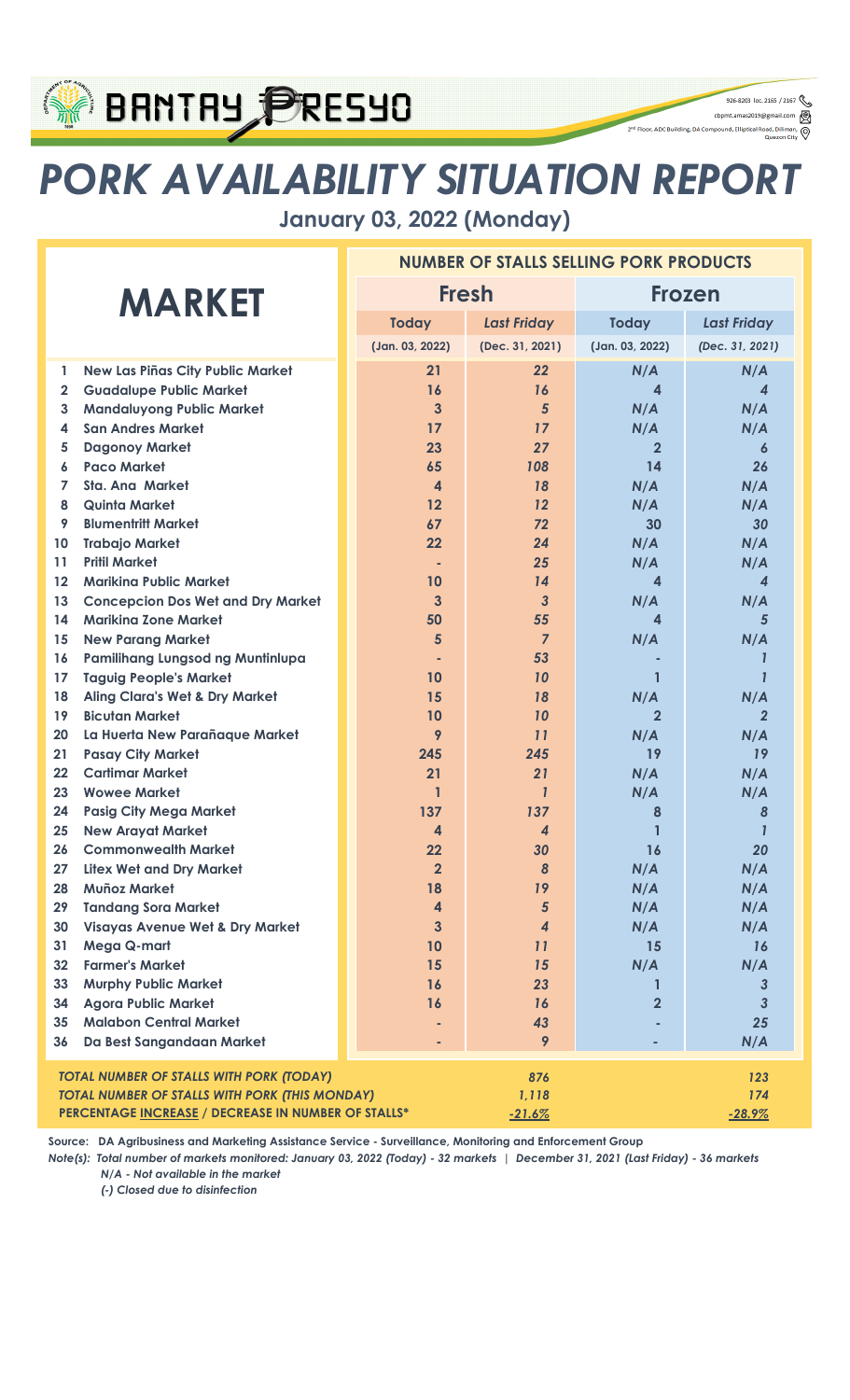BANTAY PRESYO

926-8203 loc. 2165 / 2167
cbpmt.amas2019@gmail.com
2nd Floor, ADC Building, DA Compound, Elliptical Road, Diliman, Quezon City

# PORK AVAILABILITY SITUATION REPORT

## January 03, 2022 (Monday)

| | MARKET | NUMBER OF STALLS SELLING PORK PRODUCTS | | | |
|---|---|---|---|---|---|
| | | Fresh | | Frozen | |
| | | Today (Jan. 03, 2022) | *Last Friday* (Dec. 31, 2021) | Today (Jan. 03, 2022) | *Last Friday* (Dec. 31, 2021) |
| 1 | New Las Piñas City Public Market | 21 | *22* | N/A | *N/A* |
| 2 | Guadalupe Public Market | 16 | *16* | 4 | *4* |
| 3 | Mandaluyong Public Market | 3 | *5* | N/A | *N/A* |
| 4 | San Andres Market | 17 | *17* | N/A | *N/A* |
| 5 | Dagonoy Market | 23 | *27* | 2 | *6* |
| 6 | Paco Market | 65 | *108* | 14 | *26* |
| 7 | Sta. Ana Market | 4 | *18* | N/A | *N/A* |
| 8 | Quinta Market | 12 | *12* | N/A | *N/A* |
| 9 | Blumentritt Market | 67 | *72* | 30 | *30* |
| 10 | Trabajo Market | 22 | *24* | N/A | *N/A* |
| 11 | Pritil Market | - | *25* | N/A | *N/A* |
| 12 | Marikina Public Market | 10 | *14* | 4 | *4* |
| 13 | Concepcion Dos Wet and Dry Market | 3 | *3* | N/A | *N/A* |
| 14 | Marikina Zone Market | 50 | *55* | 4 | *5* |
| 15 | New Parang Market | 5 | *7* | N/A | *N/A* |
| 16 | Pamilihang Lungsod ng Muntinlupa | - | *53* | - | *1* |
| 17 | Taguig People's Market | 10 | *10* | 1 | *1* |
| 18 | Aling Clara's Wet & Dry Market | 15 | *18* | N/A | *N/A* |
| 19 | Bicutan Market | 10 | *10* | 2 | *2* |
| 20 | La Huerta New Parañaque Market | 9 | *11* | N/A | *N/A* |
| 21 | Pasay City Market | 245 | *245* | 19 | *19* |
| 22 | Cartimar Market | 21 | *21* | N/A | *N/A* |
| 23 | Wowee Market | 1 | *1* | N/A | *N/A* |
| 24 | Pasig City Mega Market | 137 | *137* | 8 | *8* |
| 25 | New Arayat Market | 4 | *4* | 1 | *1* |
| 26 | Commonwealth Market | 22 | *30* | 16 | *20* |
| 27 | Litex Wet and Dry Market | 2 | *8* | N/A | *N/A* |
| 28 | Muñoz Market | 18 | *19* | N/A | *N/A* |
| 29 | Tandang Sora Market | 4 | *5* | N/A | *N/A* |
| 30 | Visayas Avenue Wet & Dry Market | 3 | *4* | N/A | *N/A* |
| 31 | Mega Q-mart | 10 | *11* | 15 | *16* |
| 32 | Farmer's Market | 15 | *15* | N/A | *N/A* |
| 33 | Murphy Public Market | 16 | *23* | 1 | *3* |
| 34 | Agora Public Market | 16 | *16* | 2 | *3* |
| 35 | Malabon Central Market | - | *43* | - | *25* |
| 36 | Da Best Sangandaan Market | - | *9* | - | *N/A* |
| | *TOTAL NUMBER OF STALLS WITH PORK (TODAY)* | *876* | | *123* | |
| | *TOTAL NUMBER OF STALLS WITH PORK (THIS MONDAY)* | *1,118* | | *174* | |
| | PERCENTAGE INCREASE / DECREASE IN NUMBER OF STALLS* | *-21.6%* | | *-28.9%* | |

Source: DA Agribusiness and Marketing Assistance Service - Surveillance, Monitoring and Enforcement Group

*Note(s): Total number of markets monitored: January 03, 2022 (Today) - 32 markets | December 31, 2021 (Last Friday) - 36 markets*
*N/A - Not available in the market*
*(-) Closed due to disinfection*